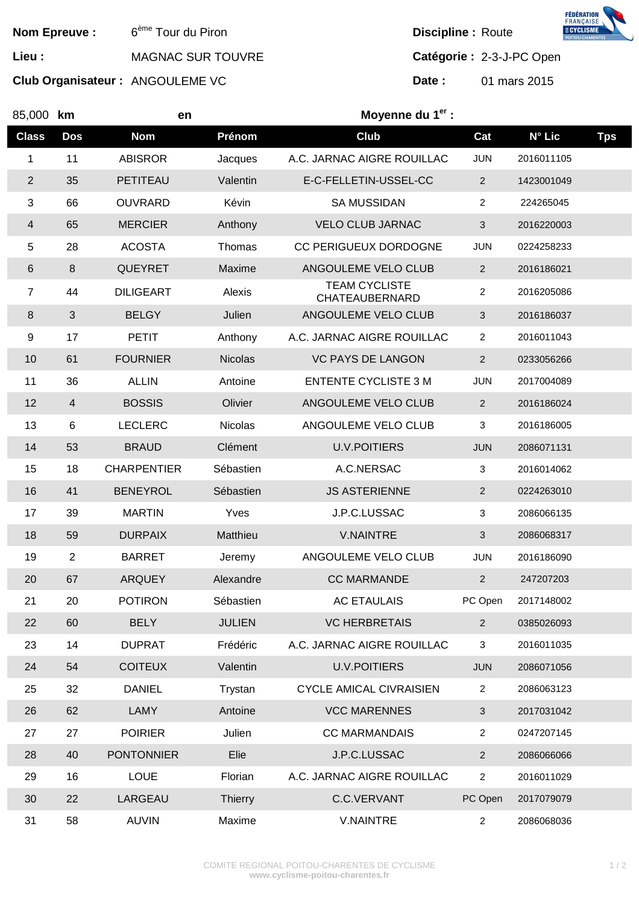**Nom Epreuve :** 6[ème] Tour du Piron

**Lieu :** MAGNAC SUR TOUVRE

**Club Organisateur :** ANGOULEME VC

**Discipline :** Route

**Catégorie :** 2-3-J-PC Open

**Date :** 01 mars 2015

85,000 **km** **en** **Moyenne du 1[er] :**

| Class | Dos | Nom | Prénom | Club | Cat | N° Lic | Tps |
|---|---|---|---|---|---|---|---|
| 1 | 11 | ABISROR | Jacques | A.C. JARNAC AIGRE ROUILLAC | JUN | 2016011105 | |
| 2 | 35 | PETITEAU | Valentin | E-C-FELLETIN-USSEL-CC | 2 | 1423001049 | |
| 3 | 66 | OUVRARD | Kévin | SA MUSSIDAN | 2 | 224265045 | |
| 4 | 65 | MERCIER | Anthony | VELO CLUB JARNAC | 3 | 2016220003 | |
| 5 | 28 | ACOSTA | Thomas | CC PERIGUEUX DORDOGNE | JUN | 0224258233 | |
| 6 | 8 | QUEYRET | Maxime | ANGOULEME VELO CLUB | 2 | 2016186021 | |
| 7 | 44 | DILIGEART | Alexis | TEAM CYCLISTE CHATEAUBERNARD | 2 | 2016205086 | |
| 8 | 3 | BELGY | Julien | ANGOULEME VELO CLUB | 3 | 2016186037 | |
| 9 | 17 | PETIT | Anthony | A.C. JARNAC AIGRE ROUILLAC | 2 | 2016011043 | |
| 10 | 61 | FOURNIER | Nicolas | VC PAYS DE LANGON | 2 | 0233056266 | |
| 11 | 36 | ALLIN | Antoine | ENTENTE CYCLISTE 3 M | JUN | 2017004089 | |
| 12 | 4 | BOSSIS | Olivier | ANGOULEME VELO CLUB | 2 | 2016186024 | |
| 13 | 6 | LECLERC | Nicolas | ANGOULEME VELO CLUB | 3 | 2016186005 | |
| 14 | 53 | BRAUD | Clément | U.V.POITIERS | JUN | 2086071131 | |
| 15 | 18 | CHARPENTIER | Sébastien | A.C.NERSAC | 3 | 2016014062 | |
| 16 | 41 | BENEYROL | Sébastien | JS ASTERIENNE | 2 | 0224263010 | |
| 17 | 39 | MARTIN | Yves | J.P.C.LUSSAC | 3 | 2086066135 | |
| 18 | 59 | DURPAIX | Matthieu | V.NAINTRE | 3 | 2086068317 | |
| 19 | 2 | BARRET | Jeremy | ANGOULEME VELO CLUB | JUN | 2016186090 | |
| 20 | 67 | ARQUEY | Alexandre | CC MARMANDE | 2 | 247207203 | |
| 21 | 20 | POTIRON | Sébastien | AC ETAULAIS | PC Open | 2017148002 | |
| 22 | 60 | BELY | JULIEN | VC HERBRETAIS | 2 | 0385026093 | |
| 23 | 14 | DUPRAT | Frédéric | A.C. JARNAC AIGRE ROUILLAC | 3 | 2016011035 | |
| 24 | 54 | COITEUX | Valentin | U.V.POITIERS | JUN | 2086071056 | |
| 25 | 32 | DANIEL | Trystan | CYCLE AMICAL CIVRAISIEN | 2 | 2086063123 | |
| 26 | 62 | LAMY | Antoine | VCC MARENNES | 3 | 2017031042 | |
| 27 | 27 | POIRIER | Julien | CC MARMANDAIS | 2 | 0247207145 | |
| 28 | 40 | PONTONNIER | Elie | J.P.C.LUSSAC | 2 | 2086066066 | |
| 29 | 16 | LOUE | Florian | A.C. JARNAC AIGRE ROUILLAC | 2 | 2016011029 | |
| 30 | 22 | LARGEAU | Thierry | C.C.VERVANT | PC Open | 2017079079 | |
| 31 | 58 | AUVIN | Maxime | V.NAINTRE | 2 | 2086068036 | |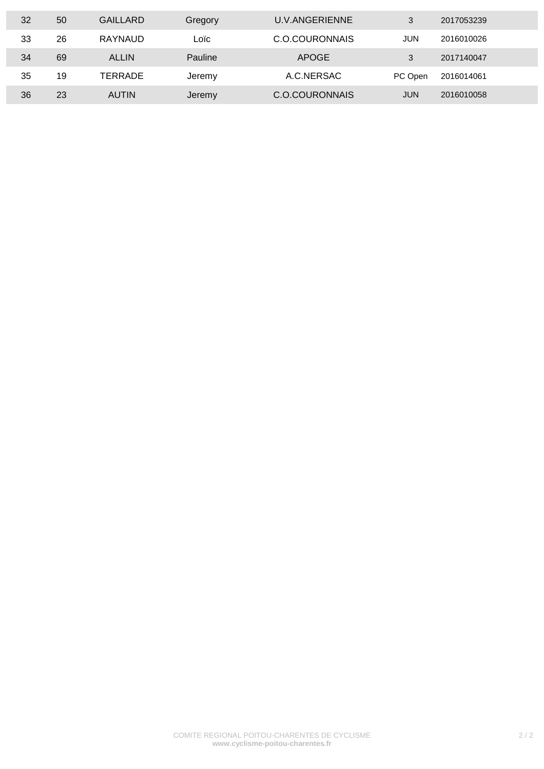| | | | | | | |
|---|---|---|---|---|---|---|
| 32 | 50 | GAILLARD | Gregory | U.V.ANGERIENNE | 3 | 2017053239 |
| 33 | 26 | RAYNAUD | Loïc | C.O.COURONNAIS | JUN | 2016010026 |
| 34 | 69 | ALLIN | Pauline | APOGE | 3 | 2017140047 |
| 35 | 19 | TERRADE | Jeremy | A.C.NERSAC | PC Open | 2016014061 |
| 36 | 23 | AUTIN | Jeremy | C.O.COURONNAIS | JUN | 2016010058 |